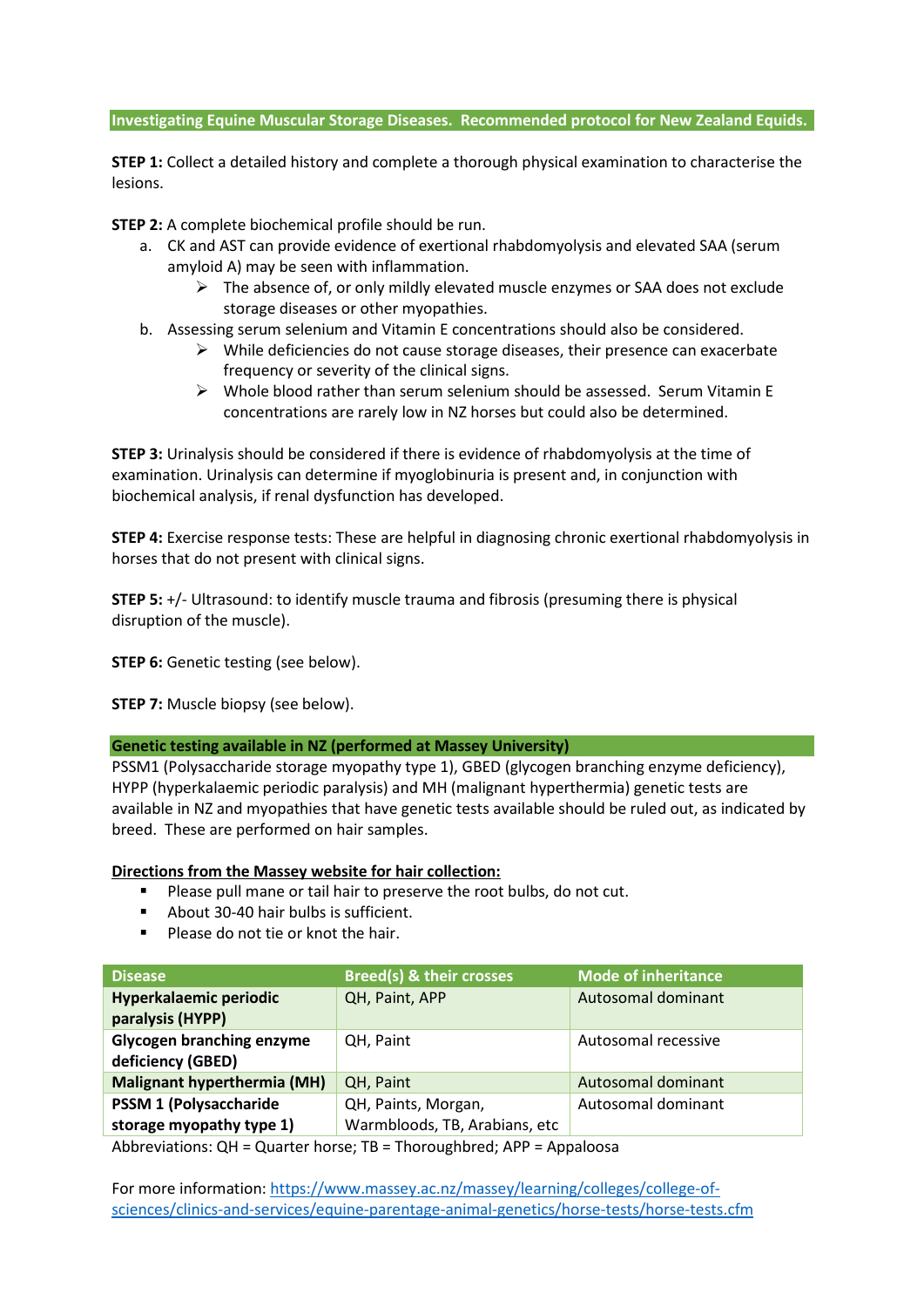## Investigating Equine Muscular Storage Diseases. Recommended protocol for New Zealand Equids.

**STEP 1:** Collect a detailed history and complete a thorough physical examination to characterise the lesions.

**STEP 2:** A complete biochemical profile should be run.

a. CK and AST can provide evidence of exertional rhabdomyolysis and elevated SAA (serum amyloid A) may be seen with inflammation.
   - The absence of, or only mildly elevated muscle enzymes or SAA does not exclude storage diseases or other myopathies.

b. Assessing serum selenium and Vitamin E concentrations should also be considered.
   - While deficiencies do not cause storage diseases, their presence can exacerbate frequency or severity of the clinical signs.
   - Whole blood rather than serum selenium should be assessed. Serum Vitamin E concentrations are rarely low in NZ horses but could also be determined.

**STEP 3:** Urinalysis should be considered if there is evidence of rhabdomyolysis at the time of examination. Urinalysis can determine if myoglobinuria is present and, in conjunction with biochemical analysis, if renal dysfunction has developed.

**STEP 4:** Exercise response tests: These are helpful in diagnosing chronic exertional rhabdomyolysis in horses that do not present with clinical signs.

**STEP 5:** +/- Ultrasound: to identify muscle trauma and fibrosis (presuming there is physical disruption of the muscle).

**STEP 6:** Genetic testing (see below).

**STEP 7:** Muscle biopsy (see below).

## Genetic testing available in NZ (performed at Massey University)

PSSM1 (Polysaccharide storage myopathy type 1), GBED (glycogen branching enzyme deficiency), HYPP (hyperkalaemic periodic paralysis) and MH (malignant hyperthermia) genetic tests are available in NZ and myopathies that have genetic tests available should be ruled out, as indicated by breed. These are performed on hair samples.

**Directions from the Massey website for hair collection:**

- Please pull mane or tail hair to preserve the root bulbs, do not cut.
- About 30-40 hair bulbs is sufficient.
- Please do not tie or knot the hair.

| Disease | Breed(s) & their crosses | Mode of inheritance |
|---|---|---|
| **Hyperkalaemic periodic paralysis (HYPP)** | QH, Paint, APP | Autosomal dominant |
| **Glycogen branching enzyme deficiency (GBED)** | QH, Paint | Autosomal recessive |
| **Malignant hyperthermia (MH)** | QH, Paint | Autosomal dominant |
| **PSSM 1 (Polysaccharide storage myopathy type 1)** | QH, Paints, Morgan, Warmbloods, TB, Arabians, etc | Autosomal dominant |

Abbreviations: QH = Quarter horse; TB = Thoroughbred; APP = Appaloosa

For more information: https://www.massey.ac.nz/massey/learning/colleges/college-of-sciences/clinics-and-services/equine-parentage-animal-genetics/horse-tests/horse-tests.cfm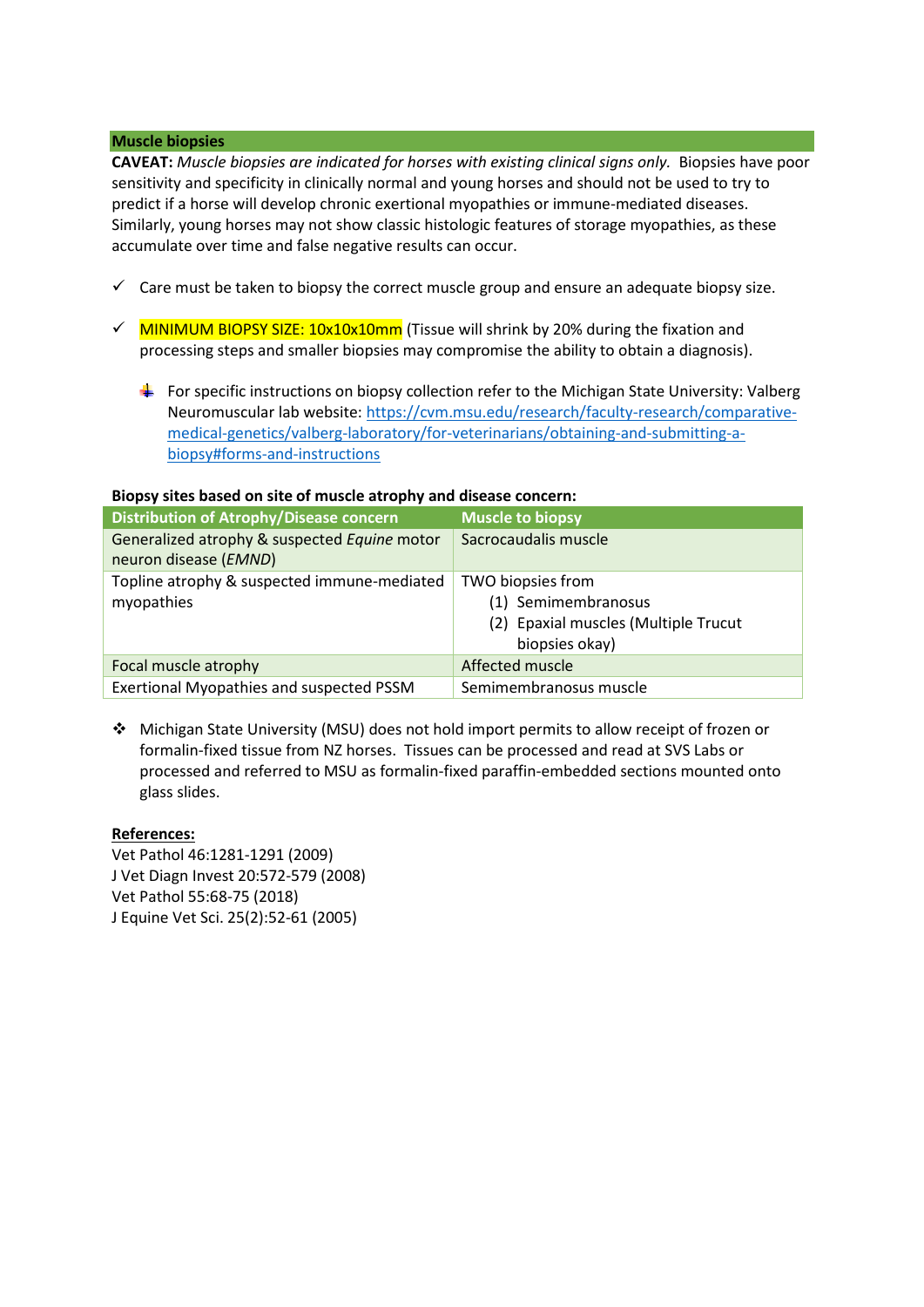## Muscle biopsies

**CAVEAT:** *Muscle biopsies are indicated for horses with existing clinical signs only.* Biopsies have poor sensitivity and specificity in clinically normal and young horses and should not be used to try to predict if a horse will develop chronic exertional myopathies or immune-mediated diseases. Similarly, young horses may not show classic histologic features of storage myopathies, as these accumulate over time and false negative results can occur.

- ✓ Care must be taken to biopsy the correct muscle group and ensure an adequate biopsy size.
- ✓ MINIMUM BIOPSY SIZE: 10x10x10mm (Tissue will shrink by 20% during the fixation and processing steps and smaller biopsies may compromise the ability to obtain a diagnosis).
  - For specific instructions on biopsy collection refer to the Michigan State University: Valberg Neuromuscular lab website: https://cvm.msu.edu/research/faculty-research/comparative-medical-genetics/valberg-laboratory/for-veterinarians/obtaining-and-submitting-a-biopsy#forms-and-instructions

**Biopsy sites based on site of muscle atrophy and disease concern:**

| Distribution of Atrophy/Disease concern | Muscle to biopsy |
|---|---|
| Generalized atrophy & suspected *Equine* motor neuron disease (*EMND*) | Sacrocaudalis muscle |
| Topline atrophy & suspected immune-mediated myopathies | TWO biopsies from (1) Semimembranosus (2) Epaxial muscles (Multiple Trucut biopsies okay) |
| Focal muscle atrophy | Affected muscle |
| Exertional Myopathies and suspected PSSM | Semimembranosus muscle |

- ❖ Michigan State University (MSU) does not hold import permits to allow receipt of frozen or formalin-fixed tissue from NZ horses. Tissues can be processed and read at SVS Labs or processed and referred to MSU as formalin-fixed paraffin-embedded sections mounted onto glass slides.

**References:**

Vet Pathol 46:1281-1291 (2009)  
J Vet Diagn Invest 20:572-579 (2008)  
Vet Pathol 55:68-75 (2018)  
J Equine Vet Sci. 25(2):52-61 (2005)